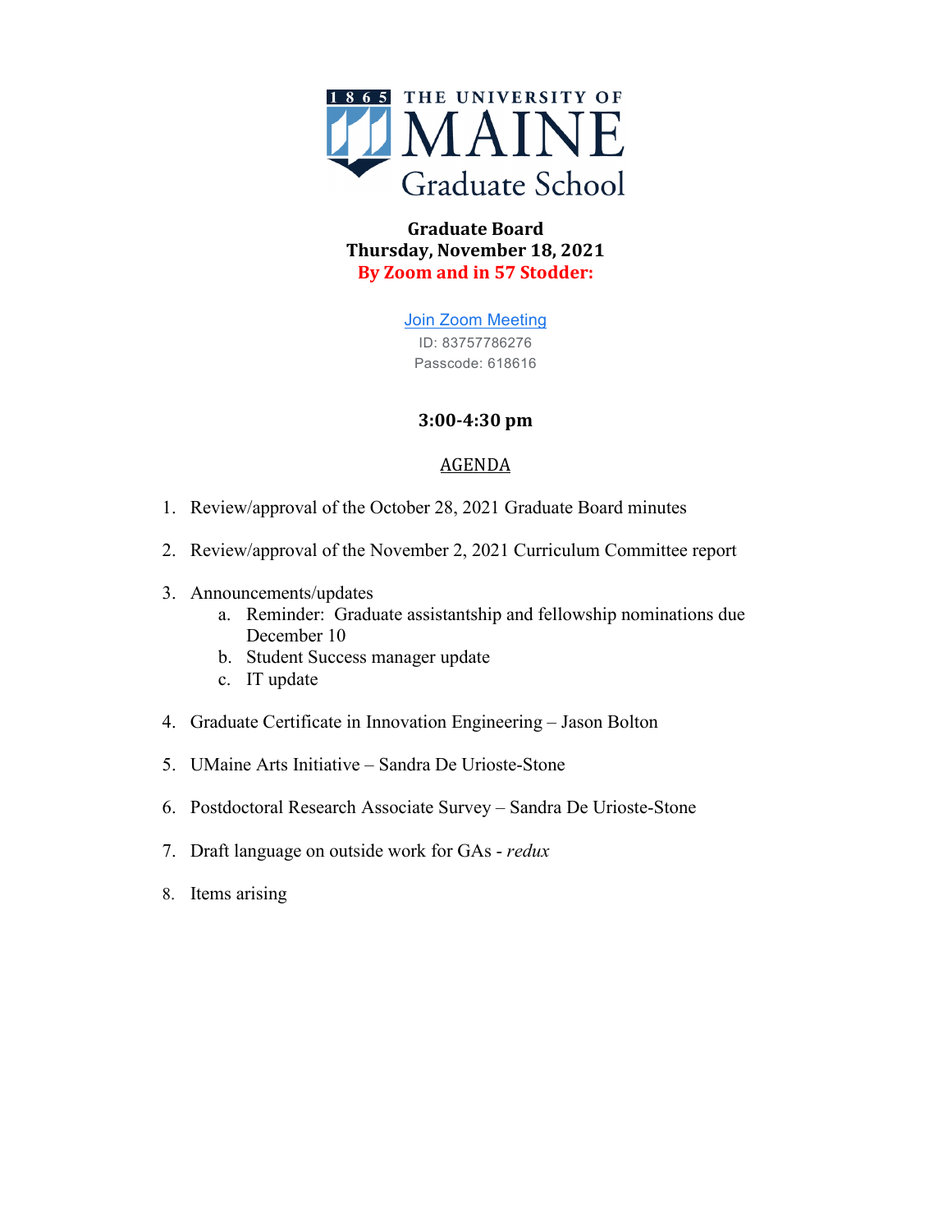THE UNIVERSITY OF MAINE
Graduate School

**Graduate Board**
**Thursday, November 18, 2021**
**By Zoom and in 57 Stodder:**

Join Zoom Meeting
ID: 83757786276
Passcode: 618616

**3:00-4:30 pm**

AGENDA

1. Review/approval of the October 28, 2021 Graduate Board minutes

2. Review/approval of the November 2, 2021 Curriculum Committee report

3. Announcements/updates
    a. Reminder: Graduate assistantship and fellowship nominations due December 10
    b. Student Success manager update
    c. IT update

4. Graduate Certificate in Innovation Engineering – Jason Bolton

5. UMaine Arts Initiative – Sandra De Urioste-Stone

6. Postdoctoral Research Associate Survey – Sandra De Urioste-Stone

7. Draft language on outside work for GAs - *redux*

8. Items arising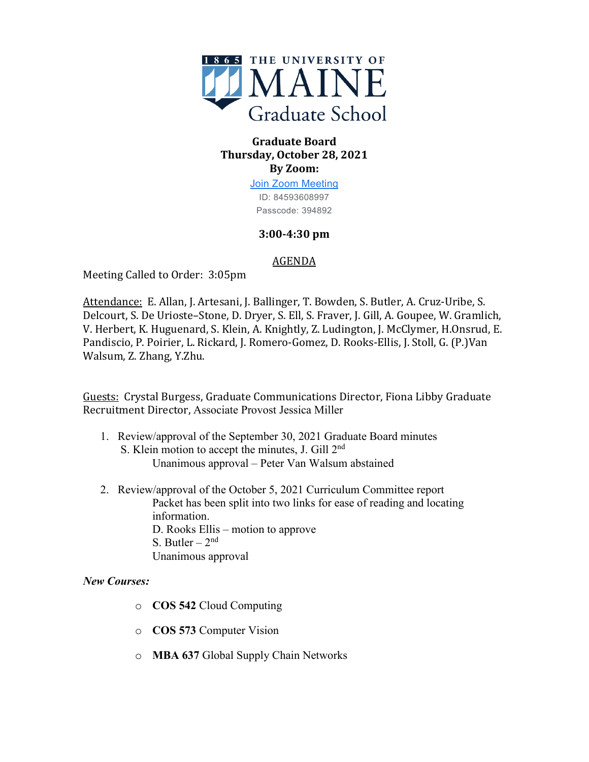THE UNIVERSITY OF MAINE Graduate School

**Graduate Board**
**Thursday, October 28, 2021**
**By Zoom:**

[Join Zoom Meeting](#)
ID: 84593608997
Passcode: 394892

**3:00-4:30 pm**

AGENDA

Meeting Called to Order: 3:05pm

Attendance: E. Allan, J. Artesani, J. Ballinger, T. Bowden, S. Butler, A. Cruz-Uribe, S. Delcourt, S. De Urioste–Stone, D. Dryer, S. Ell, S. Fraver, J. Gill, A. Goupee, W. Gramlich, V. Herbert, K. Huguenard, S. Klein, A. Knightly, Z. Ludington, J. McClymer, H.Onsrud, E. Pandiscio, P. Poirier, L. Rickard, J. Romero-Gomez, D. Rooks-Ellis, J. Stoll, G. (P.)Van Walsum, Z. Zhang, Y.Zhu.

Guests: Crystal Burgess, Graduate Communications Director, Fiona Libby Graduate Recruitment Director, Associate Provost Jessica Miller

1. Review/approval of the September 30, 2021 Graduate Board minutes
   S. Klein motion to accept the minutes, J. Gill 2nd
   Unanimous approval – Peter Van Walsum abstained

2. Review/approval of the October 5, 2021 Curriculum Committee report
   Packet has been split into two links for ease of reading and locating information.
   D. Rooks Ellis – motion to approve
   S. Butler – 2nd
   Unanimous approval

***New Courses:***

- **COS 542** Cloud Computing
- **COS 573** Computer Vision
- **MBA 637** Global Supply Chain Networks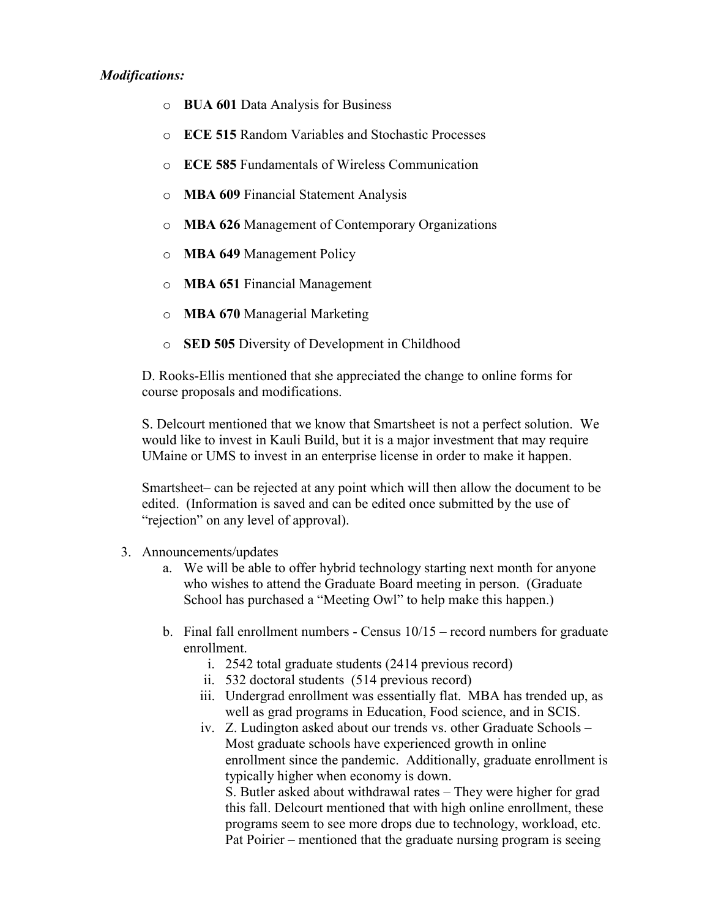***Modifications:***

- **BUA 601** Data Analysis for Business
- **ECE 515** Random Variables and Stochastic Processes
- **ECE 585** Fundamentals of Wireless Communication
- **MBA 609** Financial Statement Analysis
- **MBA 626** Management of Contemporary Organizations
- **MBA 649** Management Policy
- **MBA 651** Financial Management
- **MBA 670** Managerial Marketing
- **SED 505** Diversity of Development in Childhood

D. Rooks-Ellis mentioned that she appreciated the change to online forms for course proposals and modifications.

S. Delcourt mentioned that we know that Smartsheet is not a perfect solution. We would like to invest in Kauli Build, but it is a major investment that may require UMaine or UMS to invest in an enterprise license in order to make it happen.

Smartsheet– can be rejected at any point which will then allow the document to be edited. (Information is saved and can be edited once submitted by the use of "rejection" on any level of approval).

3. Announcements/updates
   a. We will be able to offer hybrid technology starting next month for anyone who wishes to attend the Graduate Board meeting in person. (Graduate School has purchased a "Meeting Owl" to help make this happen.)

   b. Final fall enrollment numbers - Census 10/15 – record numbers for graduate enrollment.
      i. 2542 total graduate students (2414 previous record)
      ii. 532 doctoral students (514 previous record)
      iii. Undergrad enrollment was essentially flat. MBA has trended up, as well as grad programs in Education, Food science, and in SCIS.
      iv. Z. Ludington asked about our trends vs. other Graduate Schools – Most graduate schools have experienced growth in online enrollment since the pandemic. Additionally, graduate enrollment is typically higher when economy is down.
      S. Butler asked about withdrawal rates – They were higher for grad this fall. Delcourt mentioned that with high online enrollment, these programs seem to see more drops due to technology, workload, etc.
      Pat Poirier – mentioned that the graduate nursing program is seeing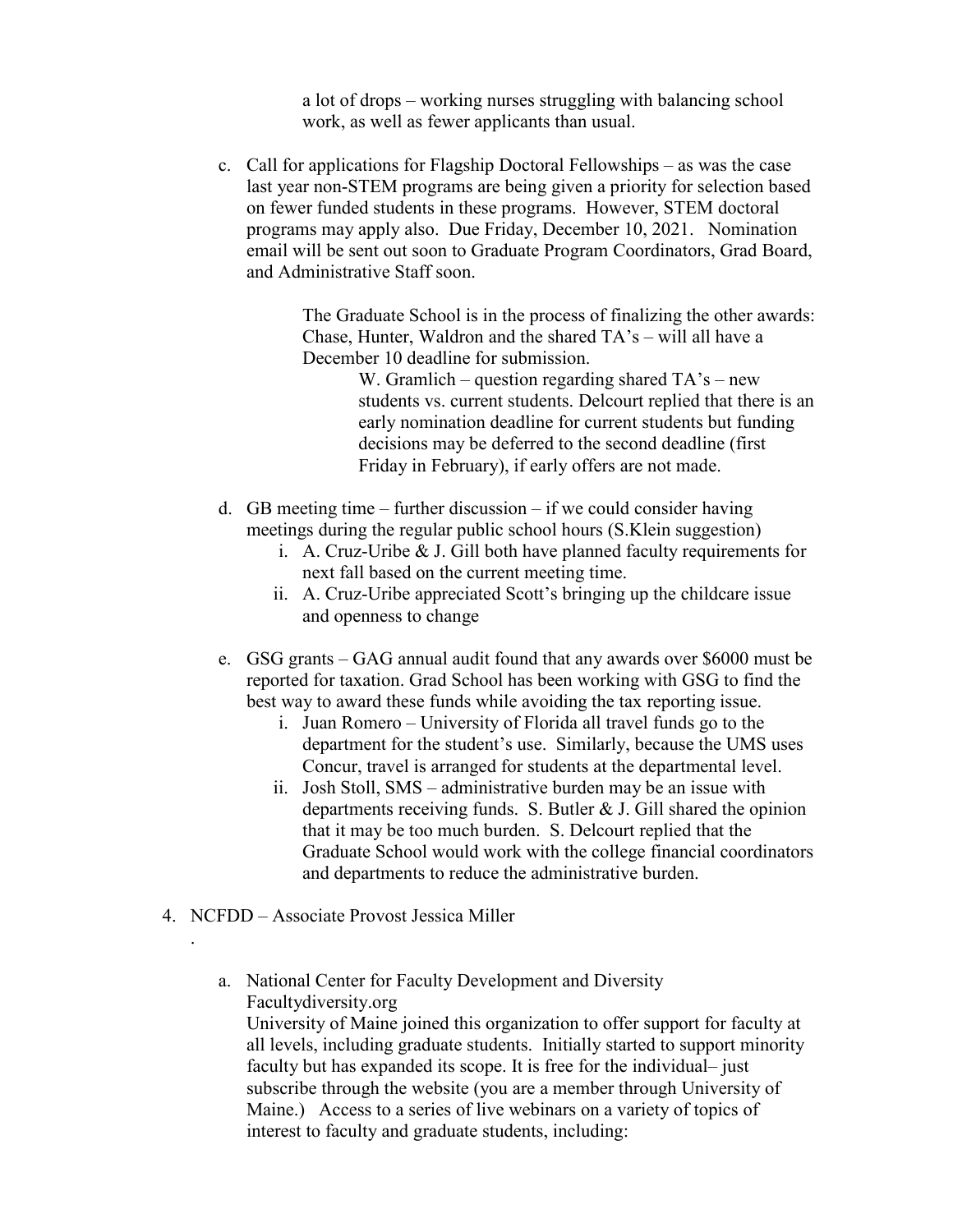a lot of drops – working nurses struggling with balancing school work, as well as fewer applicants than usual.

c. Call for applications for Flagship Doctoral Fellowships – as was the case last year non-STEM programs are being given a priority for selection based on fewer funded students in these programs. However, STEM doctoral programs may apply also. Due Friday, December 10, 2021. Nomination email will be sent out soon to Graduate Program Coordinators, Grad Board, and Administrative Staff soon.

   The Graduate School is in the process of finalizing the other awards: Chase, Hunter, Waldron and the shared TA's – will all have a December 10 deadline for submission.

   W. Gramlich – question regarding shared TA's – new students vs. current students. Delcourt replied that there is an early nomination deadline for current students but funding decisions may be deferred to the second deadline (first Friday in February), if early offers are not made.

d. GB meeting time – further discussion – if we could consider having meetings during the regular public school hours (S.Klein suggestion)
   i. A. Cruz-Uribe & J. Gill both have planned faculty requirements for next fall based on the current meeting time.
   ii. A. Cruz-Uribe appreciated Scott's bringing up the childcare issue and openness to change

e. GSG grants – GAG annual audit found that any awards over $6000 must be reported for taxation. Grad School has been working with GSG to find the best way to award these funds while avoiding the tax reporting issue.
   i. Juan Romero – University of Florida all travel funds go to the department for the student's use. Similarly, because the UMS uses Concur, travel is arranged for students at the departmental level.
   ii. Josh Stoll, SMS – administrative burden may be an issue with departments receiving funds. S. Butler & J. Gill shared the opinion that it may be too much burden. S. Delcourt replied that the Graduate School would work with the college financial coordinators and departments to reduce the administrative burden.

4. NCFDD – Associate Provost Jessica Miller

   .

   a. National Center for Faculty Development and Diversity
      Facultydiversity.org
      University of Maine joined this organization to offer support for faculty at all levels, including graduate students. Initially started to support minority faculty but has expanded its scope. It is free for the individual– just subscribe through the website (you are a member through University of Maine.) Access to a series of live webinars on a variety of topics of interest to faculty and graduate students, including: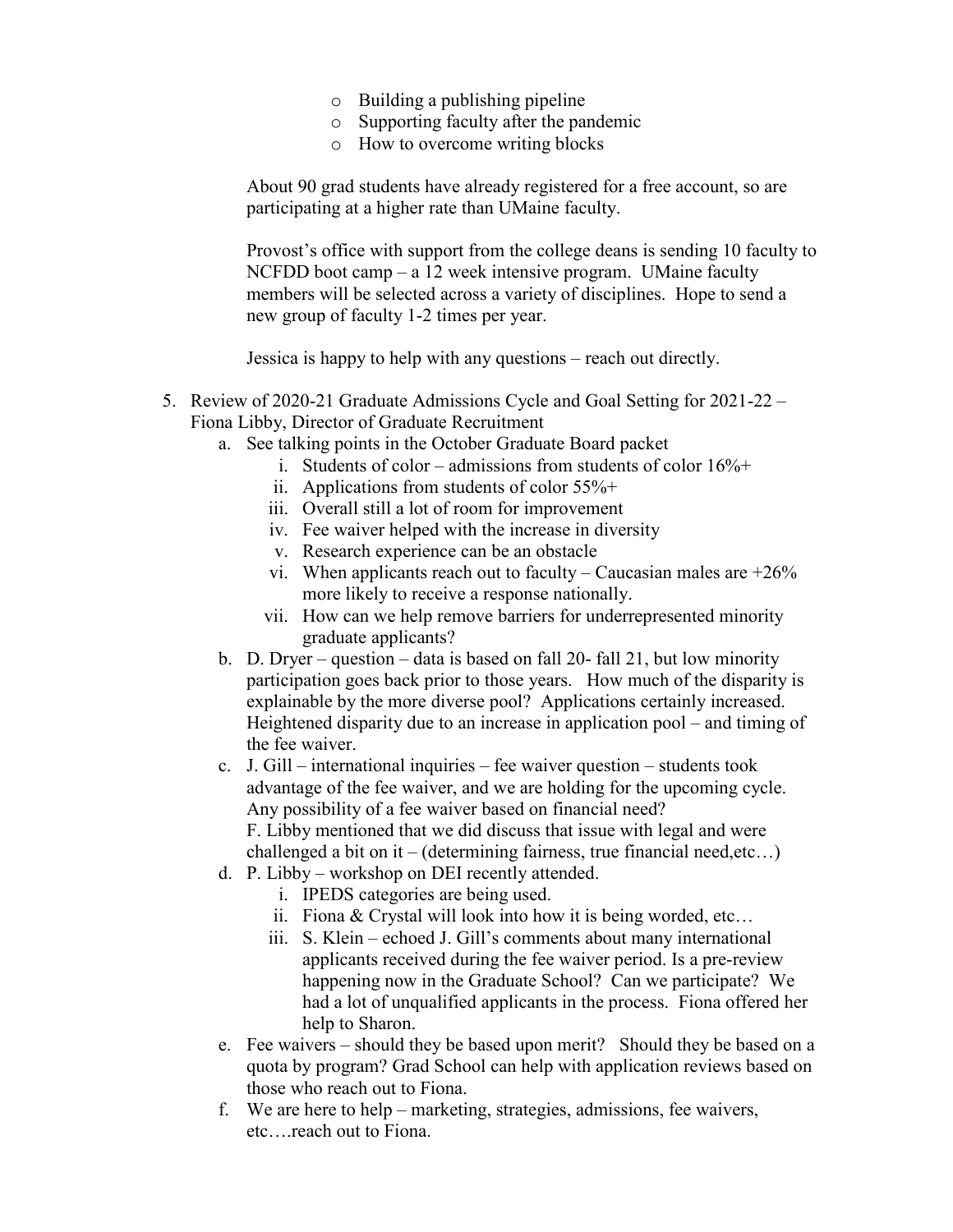- Building a publishing pipeline
- Supporting faculty after the pandemic
- How to overcome writing blocks

About 90 grad students have already registered for a free account, so are participating at a higher rate than UMaine faculty.

Provost's office with support from the college deans is sending 10 faculty to NCFDD boot camp – a 12 week intensive program. UMaine faculty members will be selected across a variety of disciplines. Hope to send a new group of faculty 1-2 times per year.

Jessica is happy to help with any questions – reach out directly.

5. Review of 2020-21 Graduate Admissions Cycle and Goal Setting for 2021-22 – Fiona Libby, Director of Graduate Recruitment
   a. See talking points in the October Graduate Board packet
      i. Students of color – admissions from students of color 16%+
      ii. Applications from students of color 55%+
      iii. Overall still a lot of room for improvement
      iv. Fee waiver helped with the increase in diversity
      v. Research experience can be an obstacle
      vi. When applicants reach out to faculty – Caucasian males are +26% more likely to receive a response nationally.
      vii. How can we help remove barriers for underrepresented minority graduate applicants?
   b. D. Dryer – question – data is based on fall 20- fall 21, but low minority participation goes back prior to those years. How much of the disparity is explainable by the more diverse pool? Applications certainly increased. Heightened disparity due to an increase in application pool – and timing of the fee waiver.
   c. J. Gill – international inquiries – fee waiver question – students took advantage of the fee waiver, and we are holding for the upcoming cycle. Any possibility of a fee waiver based on financial need?
      F. Libby mentioned that we did discuss that issue with legal and were challenged a bit on it – (determining fairness, true financial need,etc…)
   d. P. Libby – workshop on DEI recently attended.
      i. IPEDS categories are being used.
      ii. Fiona & Crystal will look into how it is being worded, etc…
      iii. S. Klein – echoed J. Gill's comments about many international applicants received during the fee waiver period. Is a pre-review happening now in the Graduate School? Can we participate? We had a lot of unqualified applicants in the process. Fiona offered her help to Sharon.
   e. Fee waivers – should they be based upon merit? Should they be based on a quota by program? Grad School can help with application reviews based on those who reach out to Fiona.
   f. We are here to help – marketing, strategies, admissions, fee waivers, etc….reach out to Fiona.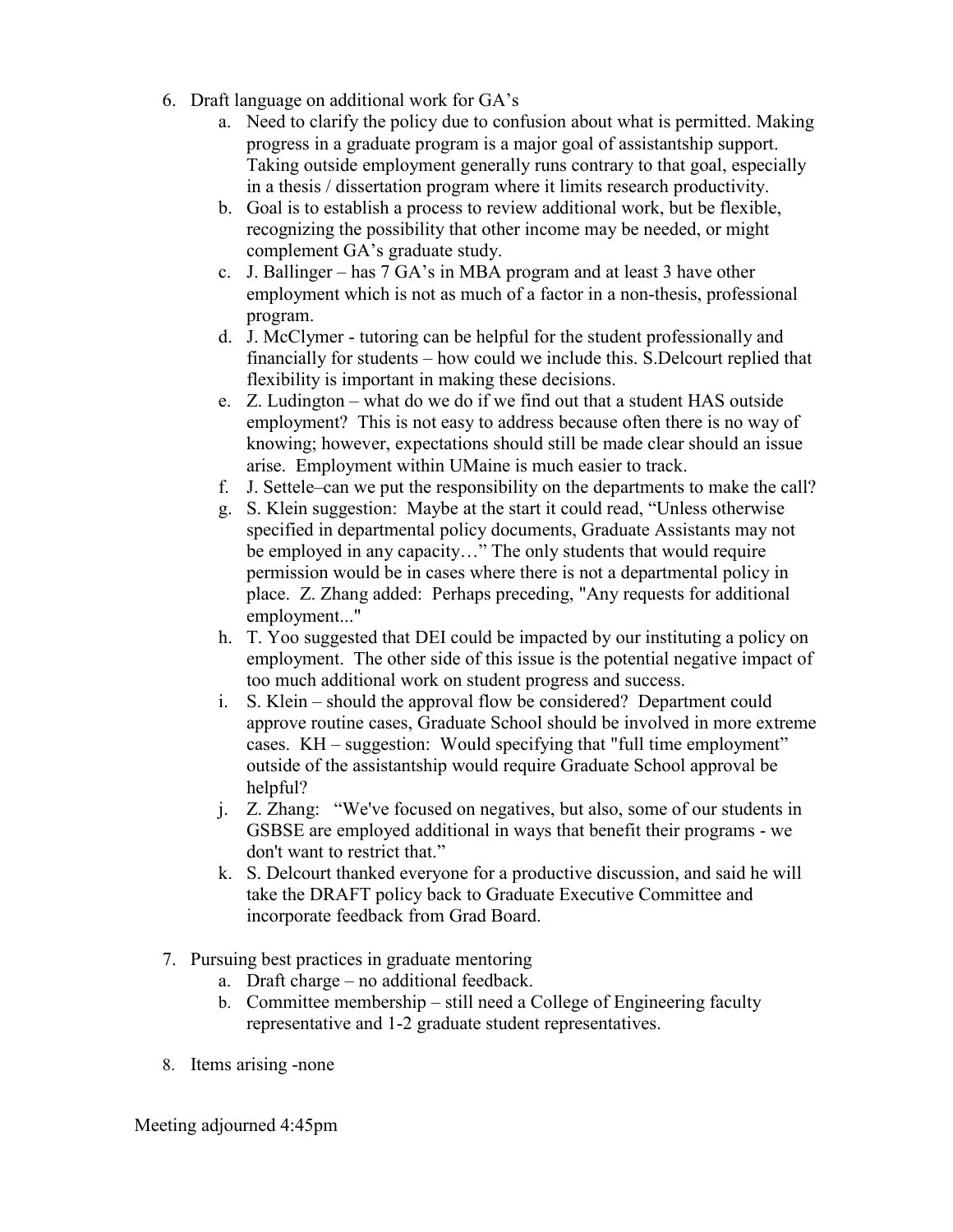6. Draft language on additional work for GA's
    a. Need to clarify the policy due to confusion about what is permitted. Making progress in a graduate program is a major goal of assistantship support. Taking outside employment generally runs contrary to that goal, especially in a thesis / dissertation program where it limits research productivity.
    b. Goal is to establish a process to review additional work, but be flexible, recognizing the possibility that other income may be needed, or might complement GA's graduate study.
    c. J. Ballinger – has 7 GA's in MBA program and at least 3 have other employment which is not as much of a factor in a non-thesis, professional program.
    d. J. McClymer - tutoring can be helpful for the student professionally and financially for students – how could we include this. S.Delcourt replied that flexibility is important in making these decisions.
    e. Z. Ludington – what do we do if we find out that a student HAS outside employment? This is not easy to address because often there is no way of knowing; however, expectations should still be made clear should an issue arise. Employment within UMaine is much easier to track.
    f. J. Settele–can we put the responsibility on the departments to make the call?
    g. S. Klein suggestion: Maybe at the start it could read, "Unless otherwise specified in departmental policy documents, Graduate Assistants may not be employed in any capacity…" The only students that would require permission would be in cases where there is not a departmental policy in place. Z. Zhang added: Perhaps preceding, "Any requests for additional employment..."
    h. T. Yoo suggested that DEI could be impacted by our instituting a policy on employment. The other side of this issue is the potential negative impact of too much additional work on student progress and success.
    i. S. Klein – should the approval flow be considered? Department could approve routine cases, Graduate School should be involved in more extreme cases. KH – suggestion: Would specifying that "full time employment" outside of the assistantship would require Graduate School approval be helpful?
    j. Z. Zhang: "We've focused on negatives, but also, some of our students in GSBSE are employed additional in ways that benefit their programs - we don't want to restrict that."
    k. S. Delcourt thanked everyone for a productive discussion, and said he will take the DRAFT policy back to Graduate Executive Committee and incorporate feedback from Grad Board.

7. Pursuing best practices in graduate mentoring
    a. Draft charge – no additional feedback.
    b. Committee membership – still need a College of Engineering faculty representative and 1-2 graduate student representatives.

8. Items arising -none

Meeting adjourned 4:45pm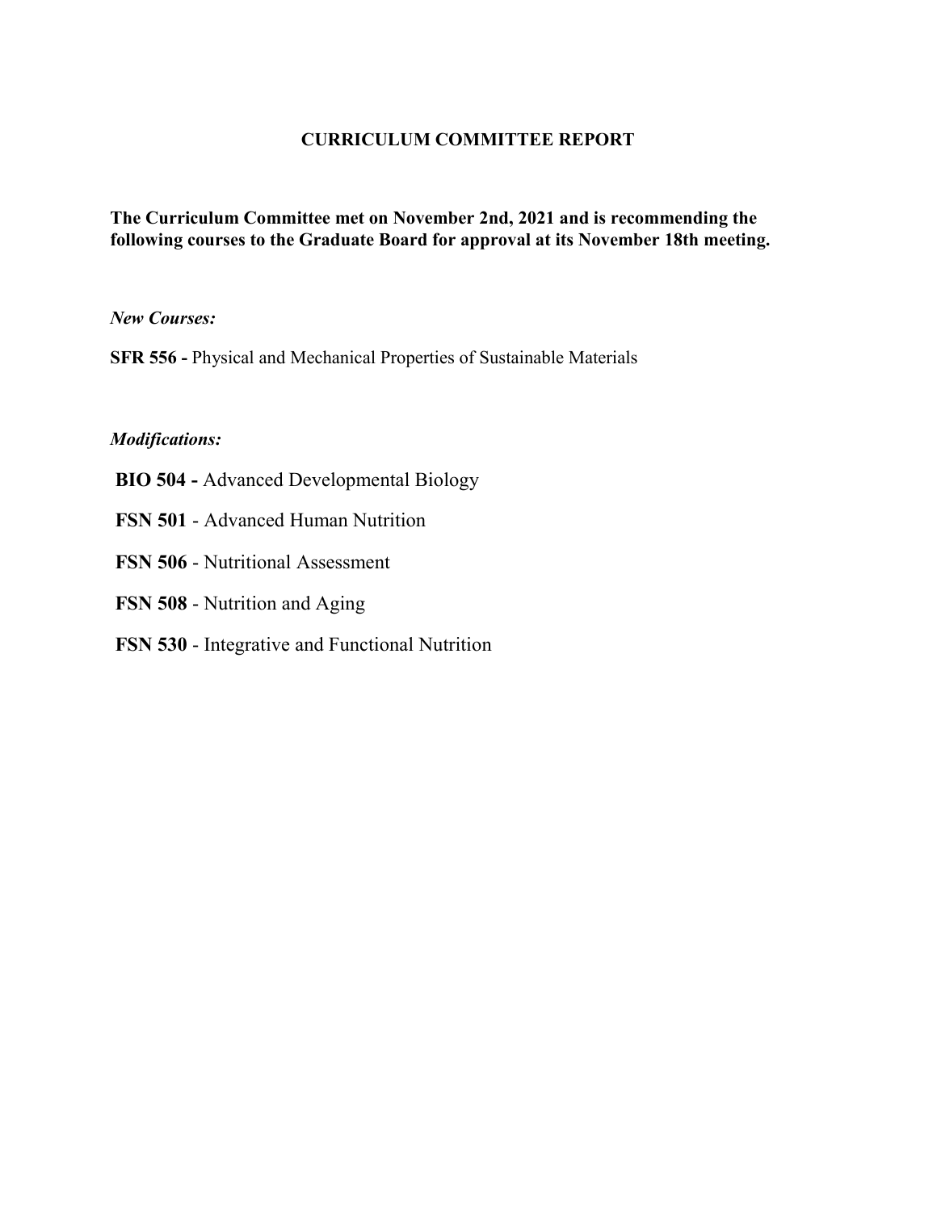# CURRICULUM COMMITTEE REPORT

**The Curriculum Committee met on November 2nd, 2021 and is recommending the following courses to the Graduate Board for approval at its November 18th meeting.**

***New Courses:***

**SFR 556 -** Physical and Mechanical Properties of Sustainable Materials

***Modifications:***

**BIO 504 -** Advanced Developmental Biology

**FSN 501** - Advanced Human Nutrition

**FSN 506** - Nutritional Assessment

**FSN 508** - Nutrition and Aging

**FSN 530** - Integrative and Functional Nutrition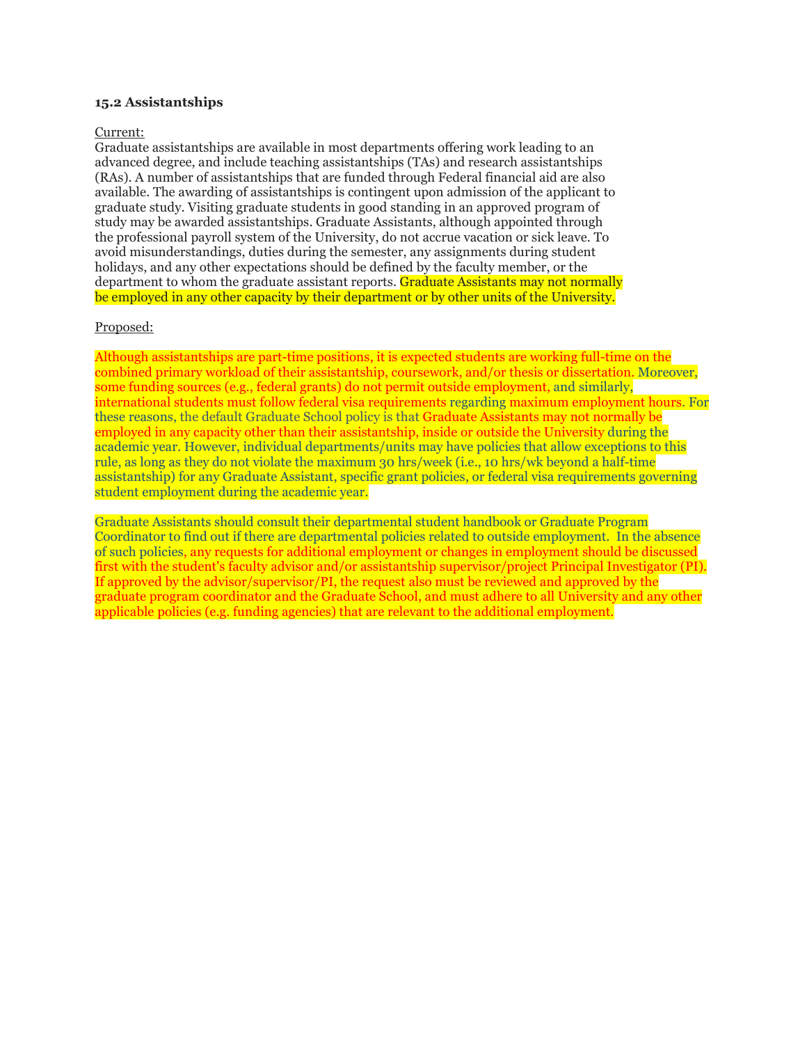### 15.2 Assistantships

Current:

Graduate assistantships are available in most departments offering work leading to an advanced degree, and include teaching assistantships (TAs) and research assistantships (RAs). A number of assistantships that are funded through Federal financial aid are also available. The awarding of assistantships is contingent upon admission of the applicant to graduate study. Visiting graduate students in good standing in an approved program of study may be awarded assistantships. Graduate Assistants, although appointed through the professional payroll system of the University, do not accrue vacation or sick leave. To avoid misunderstandings, duties during the semester, any assignments during student holidays, and any other expectations should be defined by the faculty member, or the department to whom the graduate assistant reports. Graduate Assistants may not normally be employed in any other capacity by their department or by other units of the University.

Proposed:

Although assistantships are part-time positions, it is expected students are working full-time on the combined primary workload of their assistantship, coursework, and/or thesis or dissertation. Moreover, some funding sources (e.g., federal grants) do not permit outside employment, and similarly, international students must follow federal visa requirements regarding maximum employment hours. For these reasons, the default Graduate School policy is that Graduate Assistants may not normally be employed in any capacity other than their assistantship, inside or outside the University during the academic year. However, individual departments/units may have policies that allow exceptions to this rule, as long as they do not violate the maximum 30 hrs/week (i.e., 10 hrs/wk beyond a half-time assistantship) for any Graduate Assistant, specific grant policies, or federal visa requirements governing student employment during the academic year.

Graduate Assistants should consult their departmental student handbook or Graduate Program Coordinator to find out if there are departmental policies related to outside employment. In the absence of such policies, any requests for additional employment or changes in employment should be discussed first with the student's faculty advisor and/or assistantship supervisor/project Principal Investigator (PI). If approved by the advisor/supervisor/PI, the request also must be reviewed and approved by the graduate program coordinator and the Graduate School, and must adhere to all University and any other applicable policies (e.g. funding agencies) that are relevant to the additional employment.